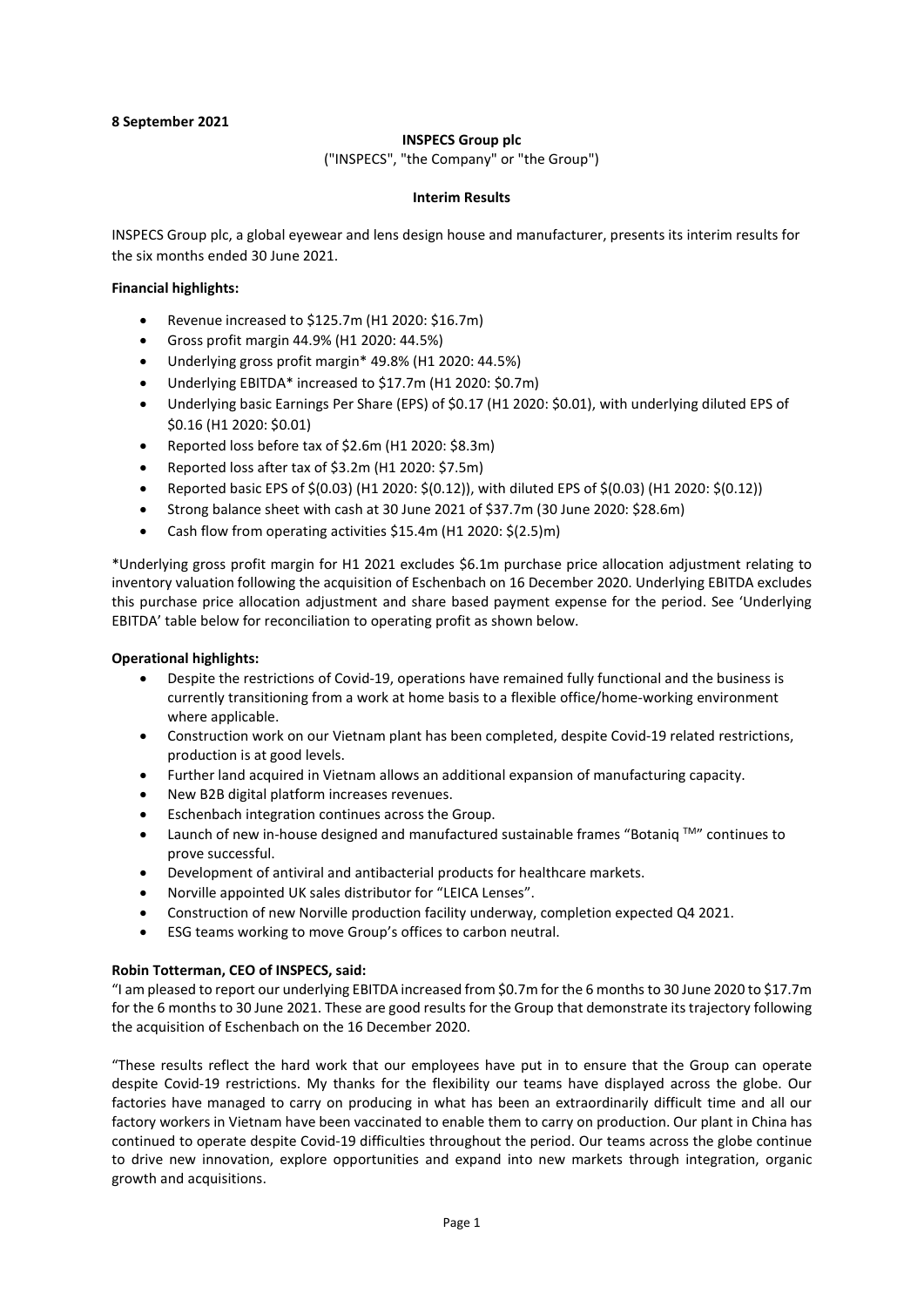**8 September 2021**

**INSPECS Group plc**

("INSPECS", "the Company" or "the Group")

**Interim Results**

INSPECS Group plc, a global eyewear and lens design house and manufacturer, presents its interim results for the six months ended 30 June 2021.

**Financial highlights:**

- Revenue increased to $125.7m (H1 2020: $16.7m)
- Gross profit margin 44.9% (H1 2020: 44.5%)
- Underlying gross profit margin* 49.8% (H1 2020: 44.5%)
- Underlying EBITDA* increased to $17.7m (H1 2020: $0.7m)
- Underlying basic Earnings Per Share (EPS) of $0.17 (H1 2020: $0.01), with underlying diluted EPS of $0.16 (H1 2020: $0.01)
- Reported loss before tax of $2.6m (H1 2020: $8.3m)
- Reported loss after tax of $3.2m (H1 2020: $7.5m)
- Reported basic EPS of $(0.03) (H1 2020: $(0.12)), with diluted EPS of $(0.03) (H1 2020: $(0.12))
- Strong balance sheet with cash at 30 June 2021 of $37.7m (30 June 2020: $28.6m)
- Cash flow from operating activities $15.4m (H1 2020: $(2.5)m)

*Underlying gross profit margin for H1 2021 excludes $6.1m purchase price allocation adjustment relating to inventory valuation following the acquisition of Eschenbach on 16 December 2020. Underlying EBITDA excludes this purchase price allocation adjustment and share based payment expense for the period. See 'Underlying EBITDA' table below for reconciliation to operating profit as shown below.

**Operational highlights:**

- Despite the restrictions of Covid-19, operations have remained fully functional and the business is currently transitioning from a work at home basis to a flexible office/home-working environment where applicable.
- Construction work on our Vietnam plant has been completed, despite Covid-19 related restrictions, production is at good levels.
- Further land acquired in Vietnam allows an additional expansion of manufacturing capacity.
- New B2B digital platform increases revenues.
- Eschenbach integration continues across the Group.
- Launch of new in-house designed and manufactured sustainable frames "Botaniq ™" continues to prove successful.
- Development of antiviral and antibacterial products for healthcare markets.
- Norville appointed UK sales distributor for "LEICA Lenses".
- Construction of new Norville production facility underway, completion expected Q4 2021.
- ESG teams working to move Group's offices to carbon neutral.

**Robin Totterman, CEO of INSPECS, said:**

"I am pleased to report our underlying EBITDA increased from $0.7m for the 6 months to 30 June 2020 to $17.7m for the 6 months to 30 June 2021. These are good results for the Group that demonstrate its trajectory following the acquisition of Eschenbach on the 16 December 2020.

"These results reflect the hard work that our employees have put in to ensure that the Group can operate despite Covid-19 restrictions. My thanks for the flexibility our teams have displayed across the globe. Our factories have managed to carry on producing in what has been an extraordinarily difficult time and all our factory workers in Vietnam have been vaccinated to enable them to carry on production. Our plant in China has continued to operate despite Covid-19 difficulties throughout the period. Our teams across the globe continue to drive new innovation, explore opportunities and expand into new markets through integration, organic growth and acquisitions.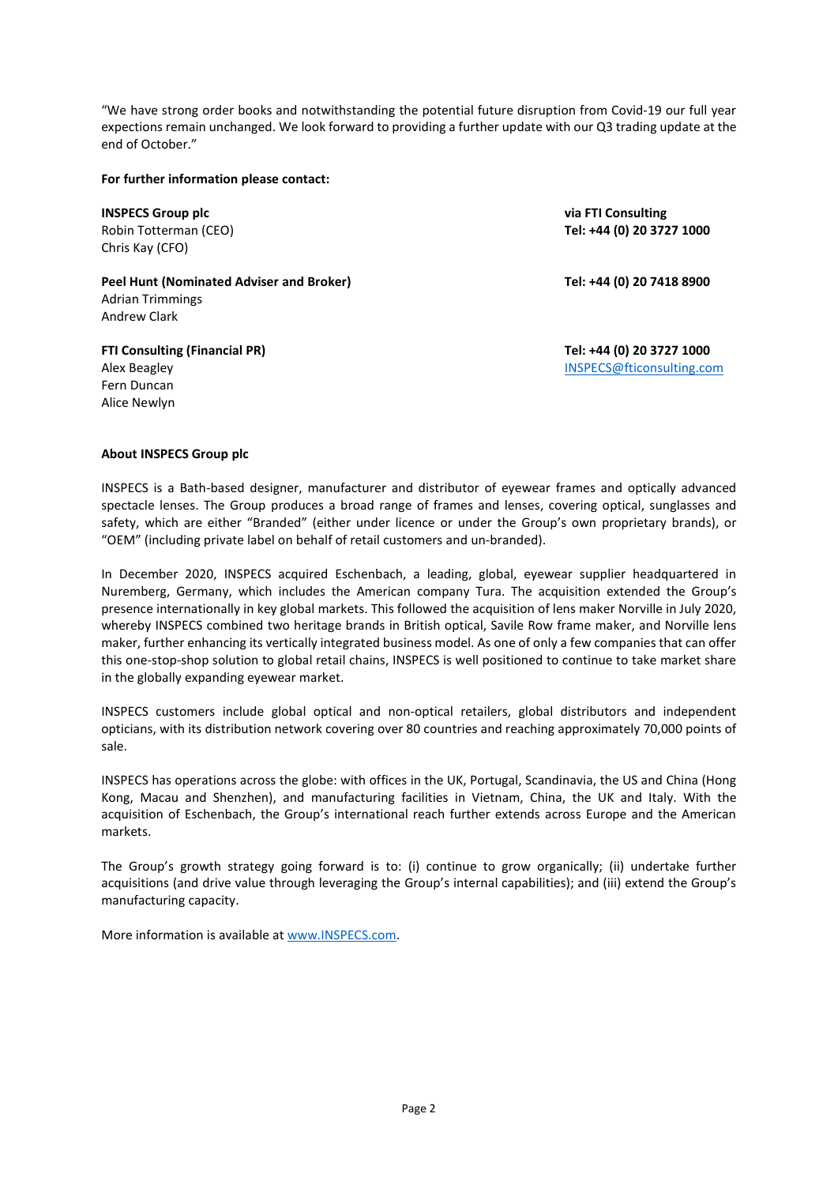"We have strong order books and notwithstanding the potential future disruption from Covid-19 our full year expections remain unchanged. We look forward to providing a further update with our Q3 trading update at the end of October."

**For further information please contact:**

| | |
|---|---|
| **INSPECS Group plc**<br>Robin Totterman (CEO)<br>Chris Kay (CFO) | **via FTI Consulting**<br>**Tel: +44 (0) 20 3727 1000** |
| **Peel Hunt (Nominated Adviser and Broker)**<br>Adrian Trimmings<br>Andrew Clark | **Tel: +44 (0) 20 7418 8900** |
| **FTI Consulting (Financial PR)**<br>Alex Beagley<br>Fern Duncan<br>Alice Newlyn | **Tel: +44 (0) 20 3727 1000**<br>INSPECS@fticonsulting.com |

**About INSPECS Group plc**

INSPECS is a Bath-based designer, manufacturer and distributor of eyewear frames and optically advanced spectacle lenses. The Group produces a broad range of frames and lenses, covering optical, sunglasses and safety, which are either "Branded" (either under licence or under the Group's own proprietary brands), or "OEM" (including private label on behalf of retail customers and un-branded).

In December 2020, INSPECS acquired Eschenbach, a leading, global, eyewear supplier headquartered in Nuremberg, Germany, which includes the American company Tura. The acquisition extended the Group's presence internationally in key global markets. This followed the acquisition of lens maker Norville in July 2020, whereby INSPECS combined two heritage brands in British optical, Savile Row frame maker, and Norville lens maker, further enhancing its vertically integrated business model. As one of only a few companies that can offer this one-stop-shop solution to global retail chains, INSPECS is well positioned to continue to take market share in the globally expanding eyewear market.

INSPECS customers include global optical and non-optical retailers, global distributors and independent opticians, with its distribution network covering over 80 countries and reaching approximately 70,000 points of sale.

INSPECS has operations across the globe: with offices in the UK, Portugal, Scandinavia, the US and China (Hong Kong, Macau and Shenzhen), and manufacturing facilities in Vietnam, China, the UK and Italy. With the acquisition of Eschenbach, the Group's international reach further extends across Europe and the American markets.

The Group's growth strategy going forward is to: (i) continue to grow organically; (ii) undertake further acquisitions (and drive value through leveraging the Group's internal capabilities); and (iii) extend the Group's manufacturing capacity.

More information is available at www.INSPECS.com.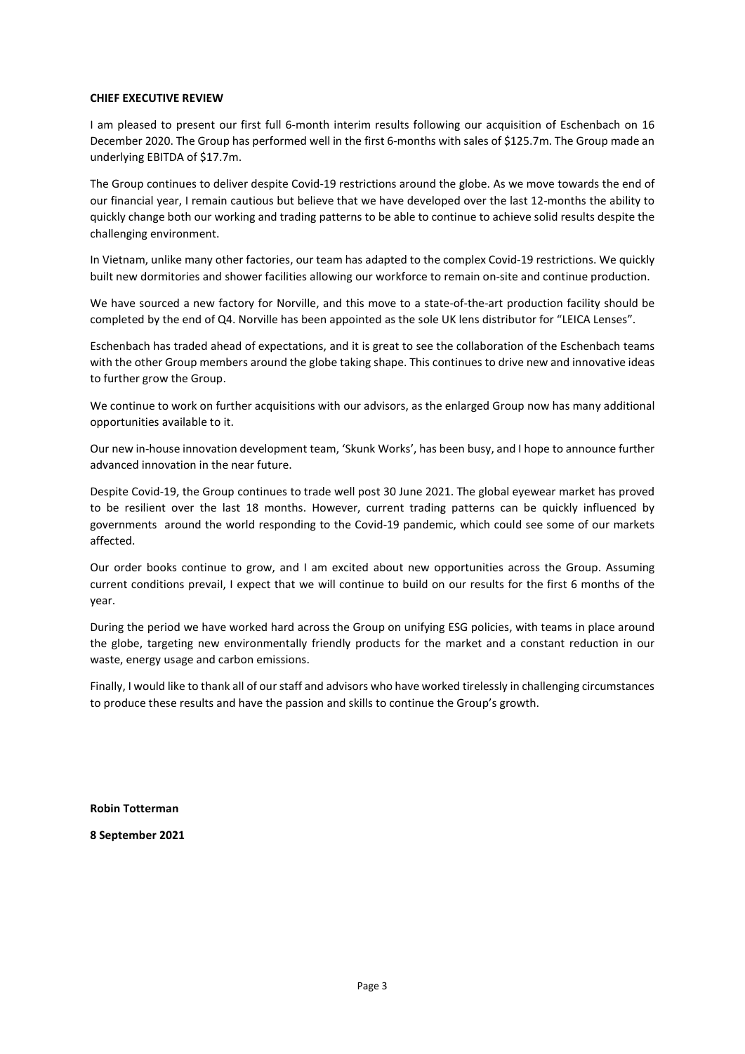**CHIEF EXECUTIVE REVIEW**

I am pleased to present our first full 6-month interim results following our acquisition of Eschenbach on 16 December 2020. The Group has performed well in the first 6-months with sales of $125.7m. The Group made an underlying EBITDA of $17.7m.

The Group continues to deliver despite Covid-19 restrictions around the globe. As we move towards the end of our financial year, I remain cautious but believe that we have developed over the last 12-months the ability to quickly change both our working and trading patterns to be able to continue to achieve solid results despite the challenging environment.

In Vietnam, unlike many other factories, our team has adapted to the complex Covid-19 restrictions. We quickly built new dormitories and shower facilities allowing our workforce to remain on-site and continue production.

We have sourced a new factory for Norville, and this move to a state-of-the-art production facility should be completed by the end of Q4. Norville has been appointed as the sole UK lens distributor for "LEICA Lenses".

Eschenbach has traded ahead of expectations, and it is great to see the collaboration of the Eschenbach teams with the other Group members around the globe taking shape. This continues to drive new and innovative ideas to further grow the Group.

We continue to work on further acquisitions with our advisors, as the enlarged Group now has many additional opportunities available to it.

Our new in-house innovation development team, 'Skunk Works', has been busy, and I hope to announce further advanced innovation in the near future.

Despite Covid-19, the Group continues to trade well post 30 June 2021. The global eyewear market has proved to be resilient over the last 18 months. However, current trading patterns can be quickly influenced by governments around the world responding to the Covid-19 pandemic, which could see some of our markets affected.

Our order books continue to grow, and I am excited about new opportunities across the Group. Assuming current conditions prevail, I expect that we will continue to build on our results for the first 6 months of the year.

During the period we have worked hard across the Group on unifying ESG policies, with teams in place around the globe, targeting new environmentally friendly products for the market and a constant reduction in our waste, energy usage and carbon emissions.

Finally, I would like to thank all of our staff and advisors who have worked tirelessly in challenging circumstances to produce these results and have the passion and skills to continue the Group's growth.

**Robin Totterman**

**8 September 2021**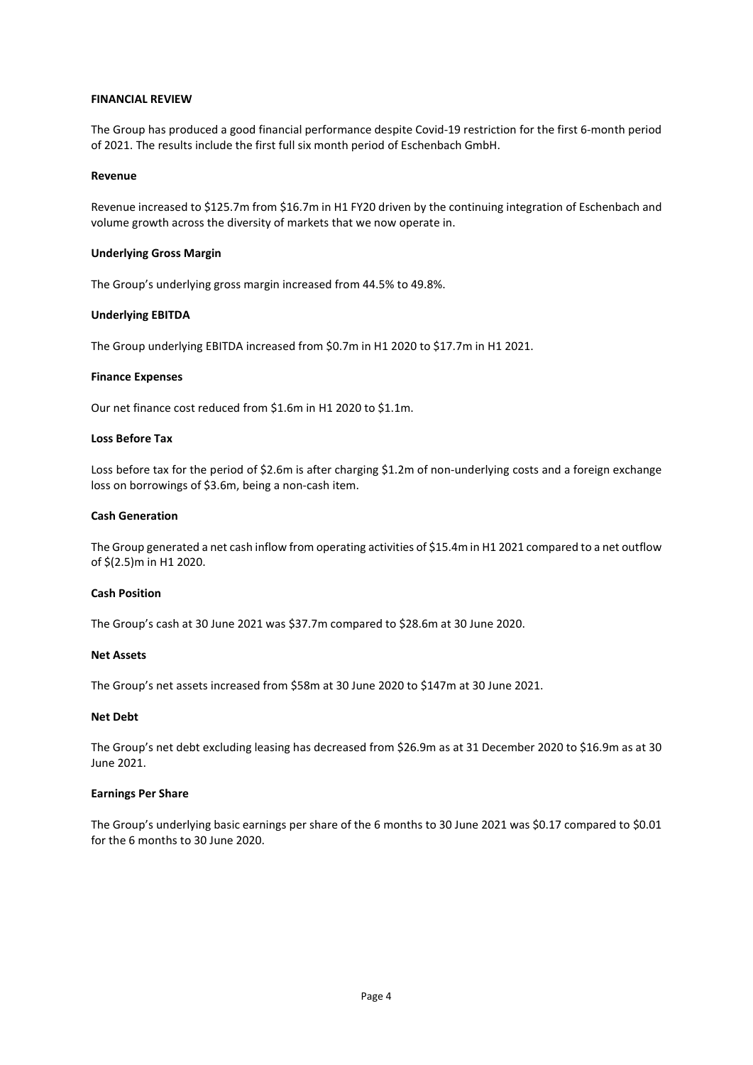## FINANCIAL REVIEW

The Group has produced a good financial performance despite Covid-19 restriction for the first 6-month period of 2021. The results include the first full six month period of Eschenbach GmbH.

### Revenue

Revenue increased to $125.7m from $16.7m in H1 FY20 driven by the continuing integration of Eschenbach and volume growth across the diversity of markets that we now operate in.

### Underlying Gross Margin

The Group's underlying gross margin increased from 44.5% to 49.8%.

### Underlying EBITDA

The Group underlying EBITDA increased from $0.7m in H1 2020 to $17.7m in H1 2021.

### Finance Expenses

Our net finance cost reduced from $1.6m in H1 2020 to $1.1m.

### Loss Before Tax

Loss before tax for the period of $2.6m is after charging $1.2m of non-underlying costs and a foreign exchange loss on borrowings of $3.6m, being a non-cash item.

### Cash Generation

The Group generated a net cash inflow from operating activities of $15.4m in H1 2021 compared to a net outflow of $(2.5)m in H1 2020.

### Cash Position

The Group's cash at 30 June 2021 was $37.7m compared to $28.6m at 30 June 2020.

### Net Assets

The Group's net assets increased from $58m at 30 June 2020 to $147m at 30 June 2021.

### Net Debt

The Group's net debt excluding leasing has decreased from $26.9m as at 31 December 2020 to $16.9m as at 30 June 2021.

### Earnings Per Share

The Group's underlying basic earnings per share of the 6 months to 30 June 2021 was $0.17 compared to $0.01 for the 6 months to 30 June 2020.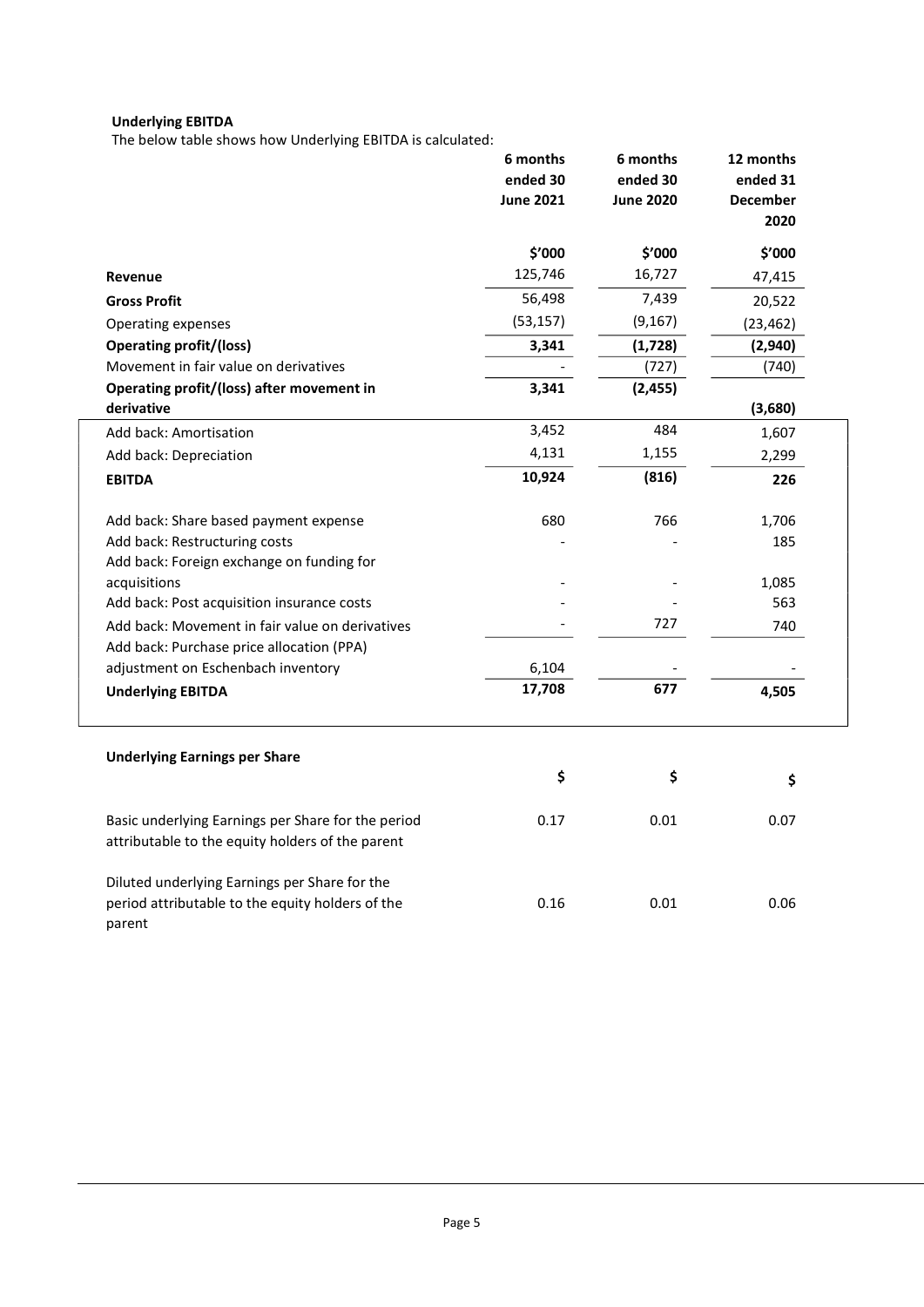**Underlying EBITDA**

The below table shows how Underlying EBITDA is calculated:

| | 6 months ended 30 June 2021 | 6 months ended 30 June 2020 | 12 months ended 31 December 2020 |
|---|---|---|---|
| | $'000 | $'000 | $'000 |
| **Revenue** | 125,746 | 16,727 | 47,415 |
| **Gross Profit** | 56,498 | 7,439 | 20,522 |
| Operating expenses | (53,157) | (9,167) | (23,462) |
| **Operating profit/(loss)** | **3,341** | **(1,728)** | **(2,940)** |
| Movement in fair value on derivatives | - | (727) | (740) |
| **Operating profit/(loss) after movement in derivative** | **3,341** | **(2,455)** | **(3,680)** |
| Add back: Amortisation | 3,452 | 484 | 1,607 |
| Add back: Depreciation | 4,131 | 1,155 | 2,299 |
| **EBITDA** | **10,924** | **(816)** | **226** |
| Add back: Share based payment expense | 680 | 766 | 1,706 |
| Add back: Restructuring costs | - | - | 185 |
| Add back: Foreign exchange on funding for acquisitions | - | - | 1,085 |
| Add back: Post acquisition insurance costs | - | - | 563 |
| Add back: Movement in fair value on derivatives | - | 727 | 740 |
| Add back: Purchase price allocation (PPA) adjustment on Eschenbach inventory | 6,104 | - | - |
| **Underlying EBITDA** | **17,708** | **677** | **4,505** |

**Underlying Earnings per Share**

| | $ | $ | $ |
|---|---|---|---|
| Basic underlying Earnings per Share for the period attributable to the equity holders of the parent | 0.17 | 0.01 | 0.07 |
| Diluted underlying Earnings per Share for the period attributable to the equity holders of the parent | 0.16 | 0.01 | 0.06 |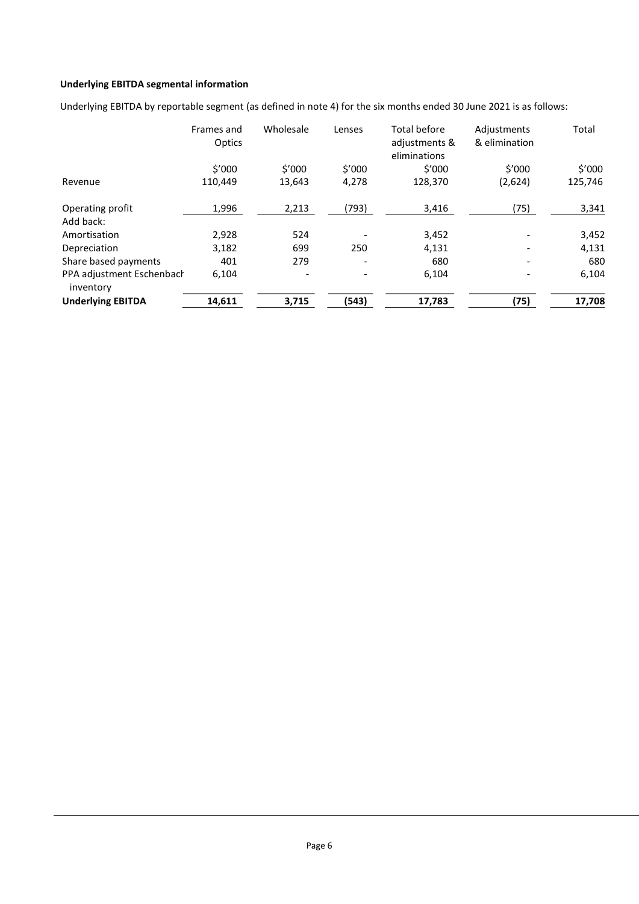**Underlying EBITDA segmental information**

Underlying EBITDA by reportable segment (as defined in note 4) for the six months ended 30 June 2021 is as follows:

| | Frames and Optics | Wholesale | Lenses | Total before adjustments & eliminations | Adjustments & elimination | Total |
|---|---|---|---|---|---|---|
| | $'000 | $'000 | $'000 | $'000 | $'000 | $'000 |
| Revenue | 110,449 | 13,643 | 4,278 | 128,370 | (2,624) | 125,746 |
| Operating profit | 1,996 | 2,213 | (793) | 3,416 | (75) | 3,341 |
| Add back: | | | | | | |
| Amortisation | 2,928 | 524 | - | 3,452 | - | 3,452 |
| Depreciation | 3,182 | 699 | 250 | 4,131 | - | 4,131 |
| Share based payments | 401 | 279 | - | 680 | - | 680 |
| PPA adjustment Eschenbach inventory | 6,104 | - | - | 6,104 | - | 6,104 |
| **Underlying EBITDA** | **14,611** | **3,715** | **(543)** | **17,783** | **(75)** | **17,708** |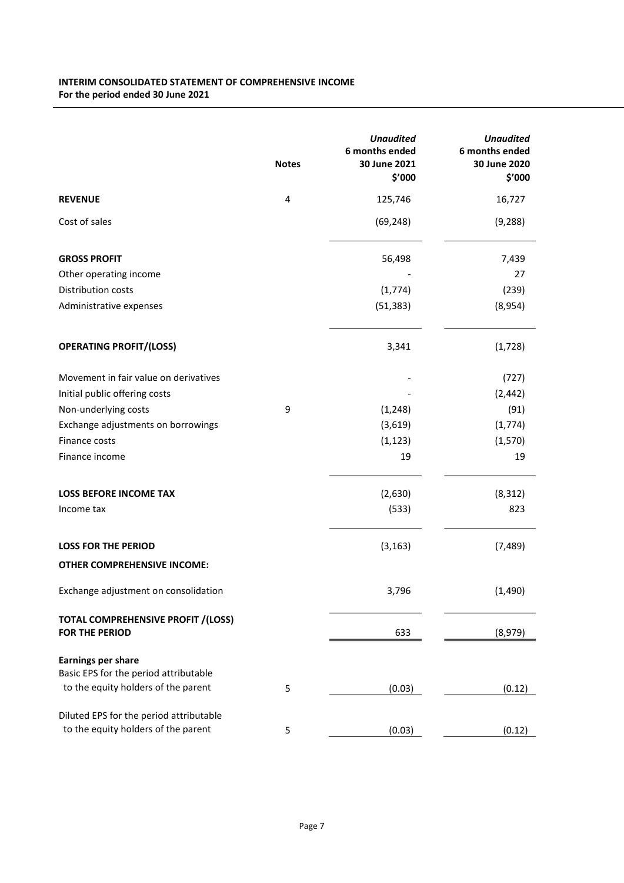**INTERIM CONSOLIDATED STATEMENT OF COMPREHENSIVE INCOME**
**For the period ended 30 June 2021**

| | Notes | *Unaudited* 6 months ended 30 June 2021 $'000 | *Unaudited* 6 months ended 30 June 2020 $'000 |
|---|---|---|---|
| **REVENUE** | 4 | 125,746 | 16,727 |
| Cost of sales | | (69,248) | (9,288) |
| **GROSS PROFIT** | | 56,498 | 7,439 |
| Other operating income | | - | 27 |
| Distribution costs | | (1,774) | (239) |
| Administrative expenses | | (51,383) | (8,954) |
| **OPERATING PROFIT/(LOSS)** | | 3,341 | (1,728) |
| Movement in fair value on derivatives | | - | (727) |
| Initial public offering costs | | - | (2,442) |
| Non-underlying costs | 9 | (1,248) | (91) |
| Exchange adjustments on borrowings | | (3,619) | (1,774) |
| Finance costs | | (1,123) | (1,570) |
| Finance income | | 19 | 19 |
| **LOSS BEFORE INCOME TAX** | | (2,630) | (8,312) |
| Income tax | | (533) | 823 |
| **LOSS FOR THE PERIOD** | | (3,163) | (7,489) |
| **OTHER COMPREHENSIVE INCOME:** | | | |
| Exchange adjustment on consolidation | | 3,796 | (1,490) |
| **TOTAL COMPREHENSIVE PROFIT /(LOSS) FOR THE PERIOD** | | 633 | (8,979) |
| **Earnings per share** | | | |
| Basic EPS for the period attributable to the equity holders of the parent | 5 | (0.03) | (0.12) |
| Diluted EPS for the period attributable to the equity holders of the parent | 5 | (0.03) | (0.12) |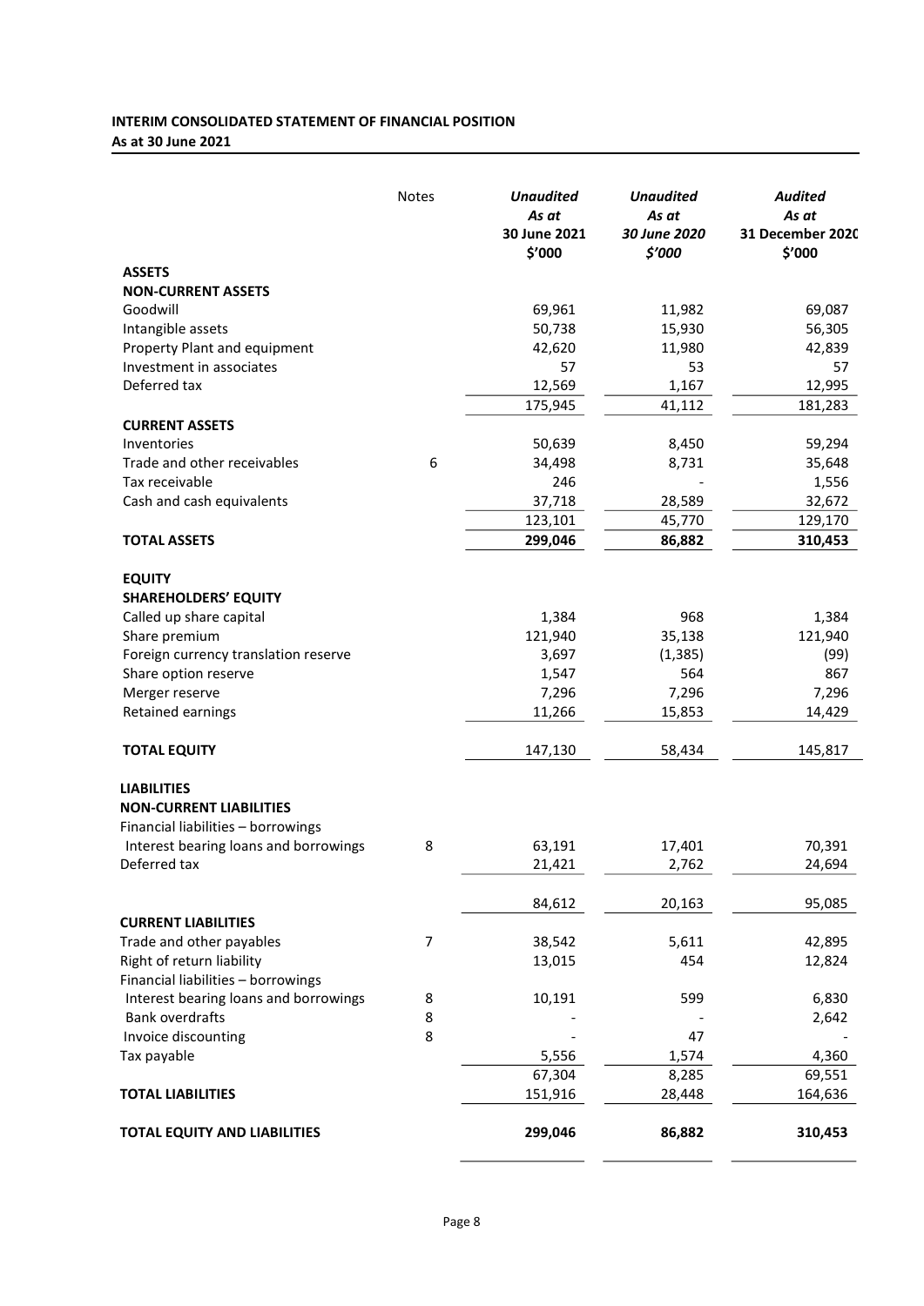**INTERIM CONSOLIDATED STATEMENT OF FINANCIAL POSITION**
**As at 30 June 2021**

| | Notes | *Unaudited* *As at* 30 June 2021 $'000 | *Unaudited* *As at* *30 June 2020* *$'000* | *Audited* *As at* 31 December 2020 $'000 |
|---|---|---|---|---|
| **ASSETS** | | | | |
| **NON-CURRENT ASSETS** | | | | |
| Goodwill | | 69,961 | 11,982 | 69,087 |
| Intangible assets | | 50,738 | 15,930 | 56,305 |
| Property Plant and equipment | | 42,620 | 11,980 | 42,839 |
| Investment in associates | | 57 | 53 | 57 |
| Deferred tax | | 12,569 | 1,167 | 12,995 |
| | | 175,945 | 41,112 | 181,283 |
| **CURRENT ASSETS** | | | | |
| Inventories | | 50,639 | 8,450 | 59,294 |
| Trade and other receivables | 6 | 34,498 | 8,731 | 35,648 |
| Tax receivable | | 246 | - | 1,556 |
| Cash and cash equivalents | | 37,718 | 28,589 | 32,672 |
| | | 123,101 | 45,770 | 129,170 |
| **TOTAL ASSETS** | | **299,046** | **86,882** | **310,453** |
| | | | | |
| **EQUITY** | | | | |
| **SHAREHOLDERS' EQUITY** | | | | |
| Called up share capital | | 1,384 | 968 | 1,384 |
| Share premium | | 121,940 | 35,138 | 121,940 |
| Foreign currency translation reserve | | 3,697 | (1,385) | (99) |
| Share option reserve | | 1,547 | 564 | 867 |
| Merger reserve | | 7,296 | 7,296 | 7,296 |
| Retained earnings | | 11,266 | 15,853 | 14,429 |
| | | | | |
| **TOTAL EQUITY** | | 147,130 | 58,434 | 145,817 |
| | | | | |
| **LIABILITIES** | | | | |
| **NON-CURRENT LIABILITIES** | | | | |
| Financial liabilities – borrowings | | | | |
| Interest bearing loans and borrowings | 8 | 63,191 | 17,401 | 70,391 |
| Deferred tax | | 21,421 | 2,762 | 24,694 |
| | | | | |
| | | 84,612 | 20,163 | 95,085 |
| **CURRENT LIABILITIES** | | | | |
| Trade and other payables | 7 | 38,542 | 5,611 | 42,895 |
| Right of return liability | | 13,015 | 454 | 12,824 |
| Financial liabilities – borrowings | | | | |
| Interest bearing loans and borrowings | 8 | 10,191 | 599 | 6,830 |
| Bank overdrafts | 8 | - | - | 2,642 |
| Invoice discounting | 8 | - | 47 | - |
| Tax payable | | 5,556 | 1,574 | 4,360 |
| | | 67,304 | 8,285 | 69,551 |
| **TOTAL LIABILITIES** | | 151,916 | 28,448 | 164,636 |
| | | | | |
| **TOTAL EQUITY AND LIABILITIES** | | **299,046** | **86,882** | **310,453** |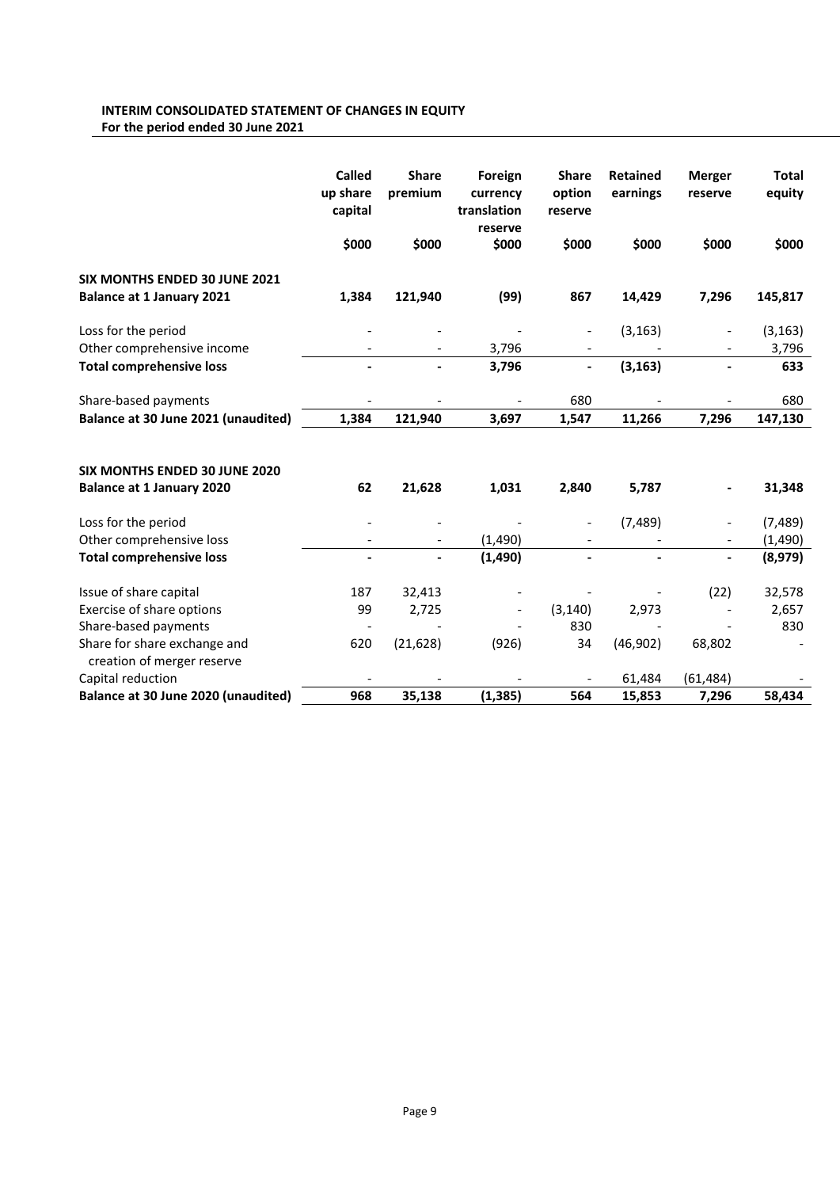**INTERIM CONSOLIDATED STATEMENT OF CHANGES IN EQUITY**
**For the period ended 30 June 2021**

| | Called up share capital | Share premium | Foreign currency translation reserve | Share option reserve | Retained earnings | Merger reserve | Total equity |
|---|---|---|---|---|---|---|---|
| | $000 | $000 | $000 | $000 | $000 | $000 | $000 |
| **SIX MONTHS ENDED 30 JUNE 2021** | | | | | | | |
| **Balance at 1 January 2021** | **1,384** | **121,940** | **(99)** | **867** | **14,429** | **7,296** | **145,817** |
| Loss for the period | - | - | - | - | (3,163) | - | (3,163) |
| Other comprehensive income | - | - | 3,796 | - | - | - | 3,796 |
| **Total comprehensive loss** | **-** | **-** | **3,796** | **-** | **(3,163)** | **-** | **633** |
| Share-based payments | - | - | - | 680 | - | - | 680 |
| **Balance at 30 June 2021 (unaudited)** | **1,384** | **121,940** | **3,697** | **1,547** | **11,266** | **7,296** | **147,130** |
| | | | | | | | |
| **SIX MONTHS ENDED 30 JUNE 2020** | | | | | | | |
| **Balance at 1 January 2020** | **62** | **21,628** | **1,031** | **2,840** | **5,787** | **-** | **31,348** |
| Loss for the period | - | - | - | - | (7,489) | - | (7,489) |
| Other comprehensive loss | - | - | (1,490) | - | - | - | (1,490) |
| **Total comprehensive loss** | **-** | **-** | **(1,490)** | **-** | **-** | **-** | **(8,979)** |
| Issue of share capital | 187 | 32,413 | - | - | - | (22) | 32,578 |
| Exercise of share options | 99 | 2,725 | - | (3,140) | 2,973 | - | 2,657 |
| Share-based payments | - | - | - | 830 | - | - | 830 |
| Share for share exchange and creation of merger reserve | 620 | (21,628) | (926) | 34 | (46,902) | 68,802 | - |
| Capital reduction | - | - | - | - | 61,484 | (61,484) | - |
| **Balance at 30 June 2020 (unaudited)** | **968** | **35,138** | **(1,385)** | **564** | **15,853** | **7,296** | **58,434** |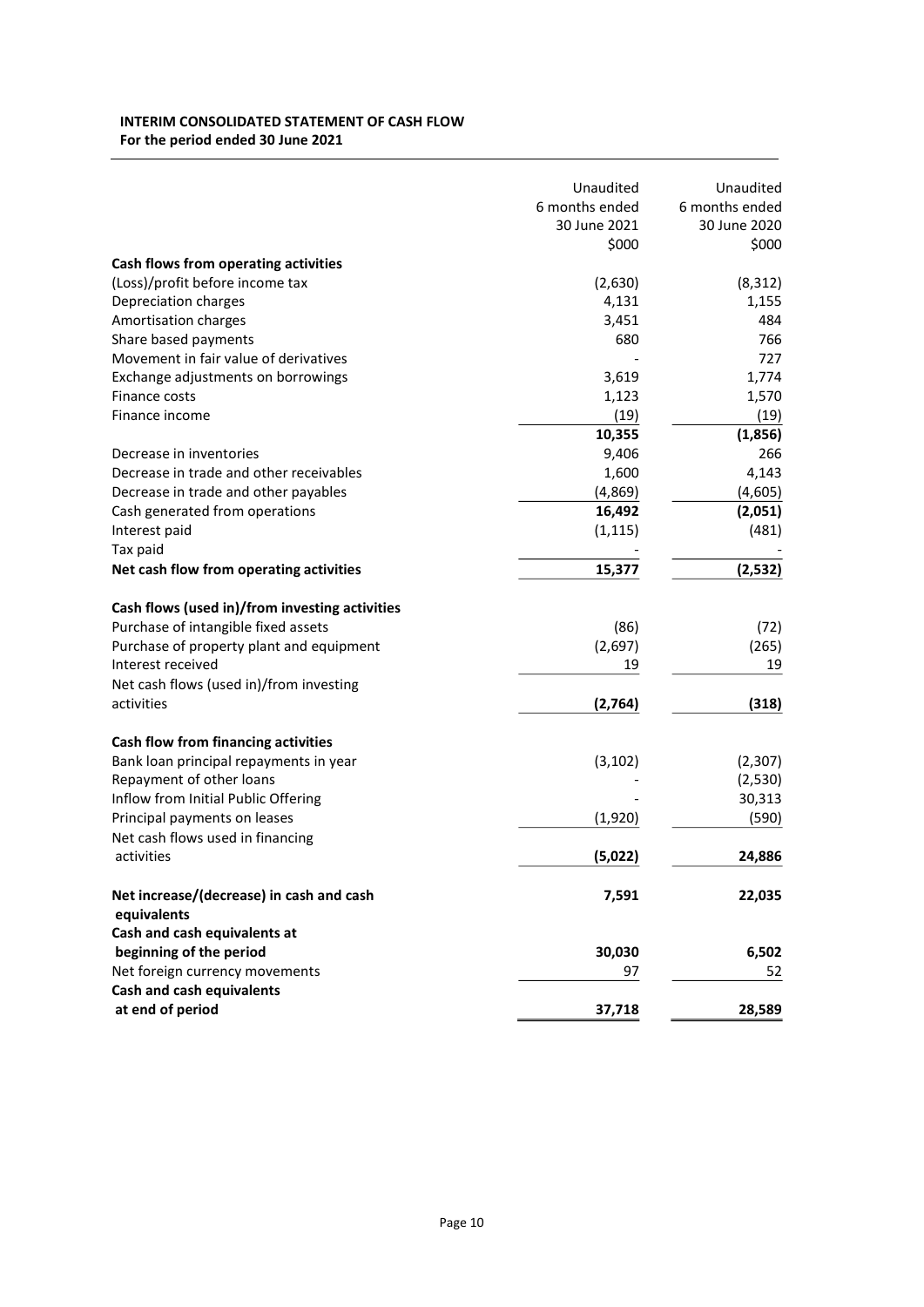**INTERIM CONSOLIDATED STATEMENT OF CASH FLOW**
**For the period ended 30 June 2021**

| | Unaudited 6 months ended 30 June 2021 $000 | Unaudited 6 months ended 30 June 2020 $000 |
|---|---|---|
| **Cash flows from operating activities** | | |
| (Loss)/profit before income tax | (2,630) | (8,312) |
| Depreciation charges | 4,131 | 1,155 |
| Amortisation charges | 3,451 | 484 |
| Share based payments | 680 | 766 |
| Movement in fair value of derivatives | - | 727 |
| Exchange adjustments on borrowings | 3,619 | 1,774 |
| Finance costs | 1,123 | 1,570 |
| Finance income | (19) | (19) |
| | **10,355** | **(1,856)** |
| Decrease in inventories | 9,406 | 266 |
| Decrease in trade and other receivables | 1,600 | 4,143 |
| Decrease in trade and other payables | (4,869) | (4,605) |
| Cash generated from operations | **16,492** | **(2,051)** |
| Interest paid | (1,115) | (481) |
| Tax paid | - | - |
| **Net cash flow from operating activities** | **15,377** | **(2,532)** |
| | | |
| **Cash flows (used in)/from investing activities** | | |
| Purchase of intangible fixed assets | (86) | (72) |
| Purchase of property plant and equipment | (2,697) | (265) |
| Interest received | 19 | 19 |
| Net cash flows (used in)/from investing activities | **(2,764)** | **(318)** |
| | | |
| **Cash flow from financing activities** | | |
| Bank loan principal repayments in year | (3,102) | (2,307) |
| Repayment of other loans | - | (2,530) |
| Inflow from Initial Public Offering | - | 30,313 |
| Principal payments on leases | (1,920) | (590) |
| Net cash flows used in financing activities | **(5,022)** | **24,886** |
| | | |
| **Net increase/(decrease) in cash and cash equivalents** | **7,591** | **22,035** |
| **Cash and cash equivalents at beginning of the period** | **30,030** | **6,502** |
| Net foreign currency movements | 97 | 52 |
| **Cash and cash equivalents at end of period** | **37,718** | **28,589** |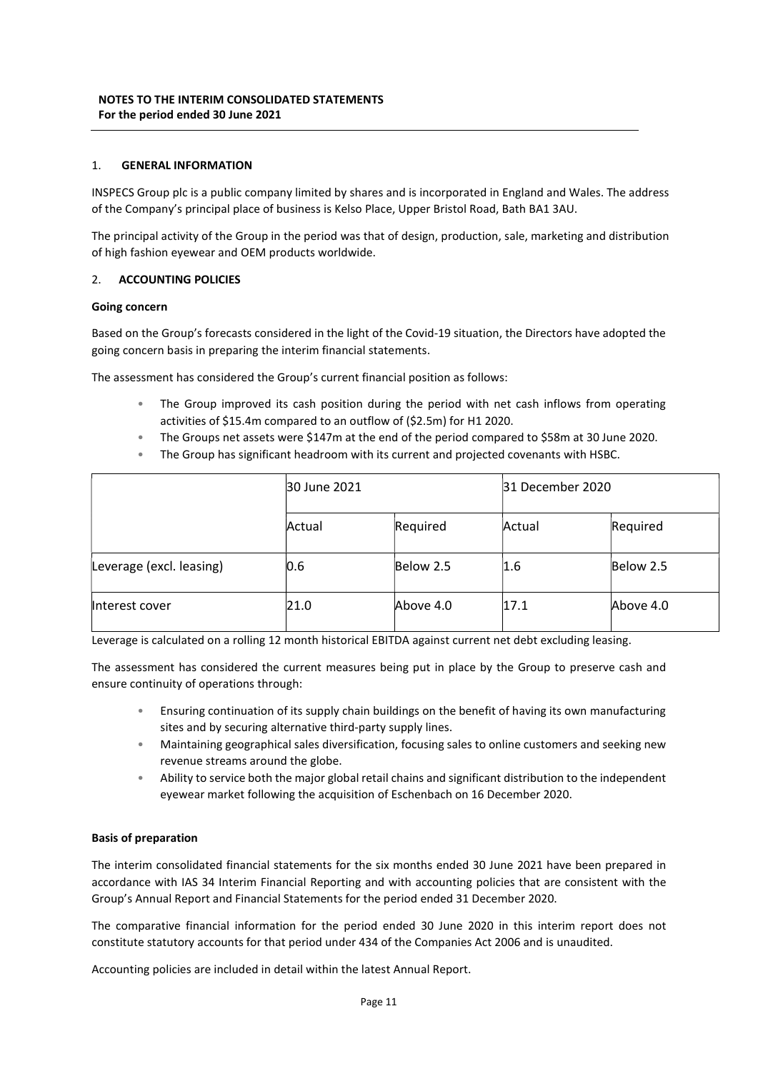## NOTES TO THE INTERIM CONSOLIDATED STATEMENTS
**For the period ended 30 June 2021**

### 1. GENERAL INFORMATION

INSPECS Group plc is a public company limited by shares and is incorporated in England and Wales. The address of the Company's principal place of business is Kelso Place, Upper Bristol Road, Bath BA1 3AU.

The principal activity of the Group in the period was that of design, production, sale, marketing and distribution of high fashion eyewear and OEM products worldwide.

### 2. ACCOUNTING POLICIES

**Going concern**

Based on the Group's forecasts considered in the light of the Covid-19 situation, the Directors have adopted the going concern basis in preparing the interim financial statements.

The assessment has considered the Group's current financial position as follows:

- The Group improved its cash position during the period with net cash inflows from operating activities of $15.4m compared to an outflow of ($2.5m) for H1 2020.
- The Groups net assets were $147m at the end of the period compared to $58m at 30 June 2020.
- The Group has significant headroom with its current and projected covenants with HSBC.

| | 30 June 2021 | | 31 December 2020 | |
|---|---|---|---|---|
| | Actual | Required | Actual | Required |
| Leverage (excl. leasing) | 0.6 | Below 2.5 | 1.6 | Below 2.5 |
| Interest cover | 21.0 | Above 4.0 | 17.1 | Above 4.0 |

Leverage is calculated on a rolling 12 month historical EBITDA against current net debt excluding leasing.

The assessment has considered the current measures being put in place by the Group to preserve cash and ensure continuity of operations through:

- Ensuring continuation of its supply chain buildings on the benefit of having its own manufacturing sites and by securing alternative third-party supply lines.
- Maintaining geographical sales diversification, focusing sales to online customers and seeking new revenue streams around the globe.
- Ability to service both the major global retail chains and significant distribution to the independent eyewear market following the acquisition of Eschenbach on 16 December 2020.

**Basis of preparation**

The interim consolidated financial statements for the six months ended 30 June 2021 have been prepared in accordance with IAS 34 Interim Financial Reporting and with accounting policies that are consistent with the Group's Annual Report and Financial Statements for the period ended 31 December 2020.

The comparative financial information for the period ended 30 June 2020 in this interim report does not constitute statutory accounts for that period under 434 of the Companies Act 2006 and is unaudited.

Accounting policies are included in detail within the latest Annual Report.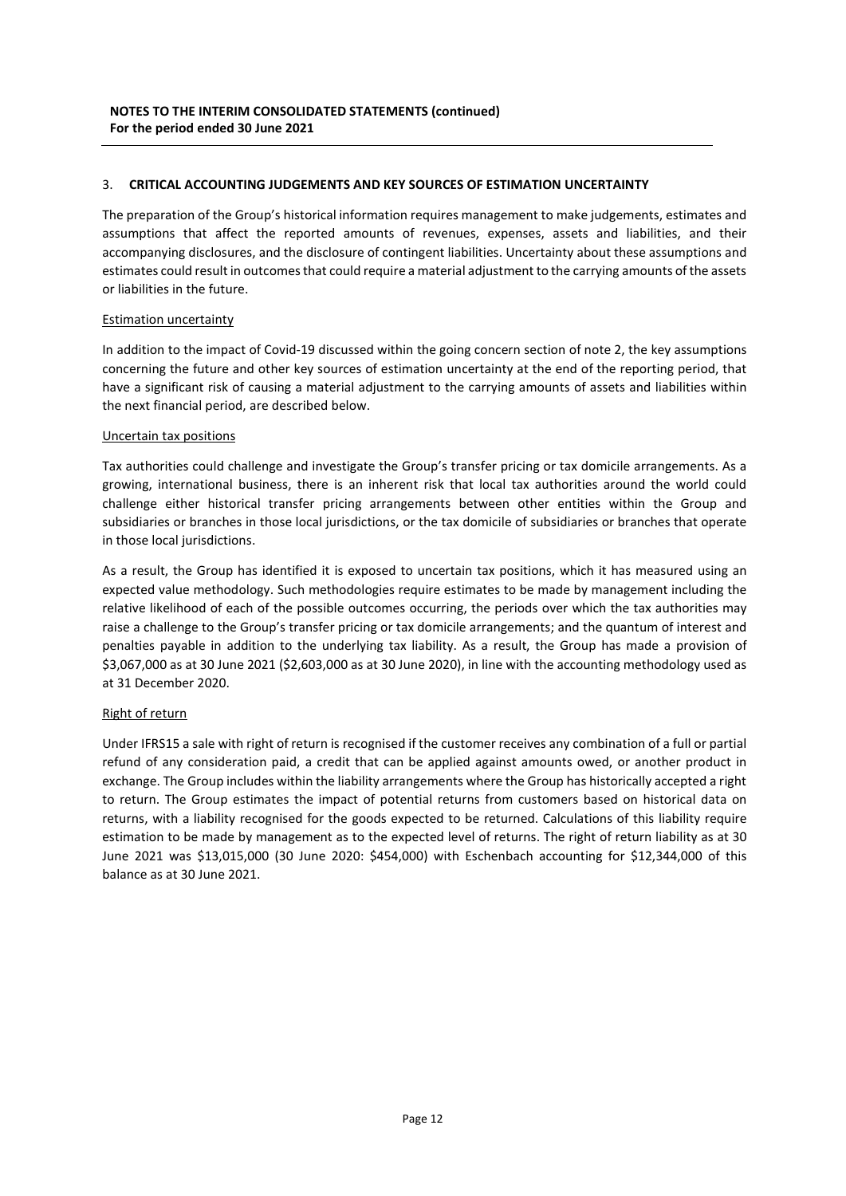**NOTES TO THE INTERIM CONSOLIDATED STATEMENTS (continued)**
**For the period ended 30 June 2021**

## 3. CRITICAL ACCOUNTING JUDGEMENTS AND KEY SOURCES OF ESTIMATION UNCERTAINTY

The preparation of the Group's historical information requires management to make judgements, estimates and assumptions that affect the reported amounts of revenues, expenses, assets and liabilities, and their accompanying disclosures, and the disclosure of contingent liabilities. Uncertainty about these assumptions and estimates could result in outcomes that could require a material adjustment to the carrying amounts of the assets or liabilities in the future.

### Estimation uncertainty

In addition to the impact of Covid-19 discussed within the going concern section of note 2, the key assumptions concerning the future and other key sources of estimation uncertainty at the end of the reporting period, that have a significant risk of causing a material adjustment to the carrying amounts of assets and liabilities within the next financial period, are described below.

### Uncertain tax positions

Tax authorities could challenge and investigate the Group's transfer pricing or tax domicile arrangements. As a growing, international business, there is an inherent risk that local tax authorities around the world could challenge either historical transfer pricing arrangements between other entities within the Group and subsidiaries or branches in those local jurisdictions, or the tax domicile of subsidiaries or branches that operate in those local jurisdictions.

As a result, the Group has identified it is exposed to uncertain tax positions, which it has measured using an expected value methodology. Such methodologies require estimates to be made by management including the relative likelihood of each of the possible outcomes occurring, the periods over which the tax authorities may raise a challenge to the Group's transfer pricing or tax domicile arrangements; and the quantum of interest and penalties payable in addition to the underlying tax liability. As a result, the Group has made a provision of $3,067,000 as at 30 June 2021 ($2,603,000 as at 30 June 2020), in line with the accounting methodology used as at 31 December 2020.

### Right of return

Under IFRS15 a sale with right of return is recognised if the customer receives any combination of a full or partial refund of any consideration paid, a credit that can be applied against amounts owed, or another product in exchange. The Group includes within the liability arrangements where the Group has historically accepted a right to return. The Group estimates the impact of potential returns from customers based on historical data on returns, with a liability recognised for the goods expected to be returned. Calculations of this liability require estimation to be made by management as to the expected level of returns. The right of return liability as at 30 June 2021 was $13,015,000 (30 June 2020: $454,000) with Eschenbach accounting for $12,344,000 of this balance as at 30 June 2021.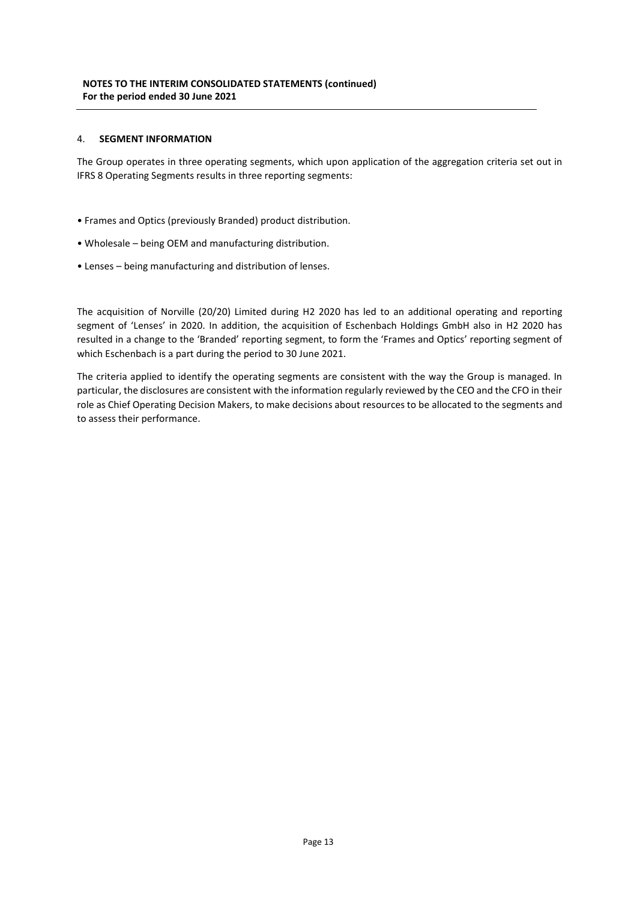**NOTES TO THE INTERIM CONSOLIDATED STATEMENTS (continued)**
**For the period ended 30 June 2021**

## 4. SEGMENT INFORMATION

The Group operates in three operating segments, which upon application of the aggregation criteria set out in IFRS 8 Operating Segments results in three reporting segments:

- Frames and Optics (previously Branded) product distribution.
- Wholesale – being OEM and manufacturing distribution.
- Lenses – being manufacturing and distribution of lenses.

The acquisition of Norville (20/20) Limited during H2 2020 has led to an additional operating and reporting segment of 'Lenses' in 2020. In addition, the acquisition of Eschenbach Holdings GmbH also in H2 2020 has resulted in a change to the 'Branded' reporting segment, to form the 'Frames and Optics' reporting segment of which Eschenbach is a part during the period to 30 June 2021.

The criteria applied to identify the operating segments are consistent with the way the Group is managed. In particular, the disclosures are consistent with the information regularly reviewed by the CEO and the CFO in their role as Chief Operating Decision Makers, to make decisions about resources to be allocated to the segments and to assess their performance.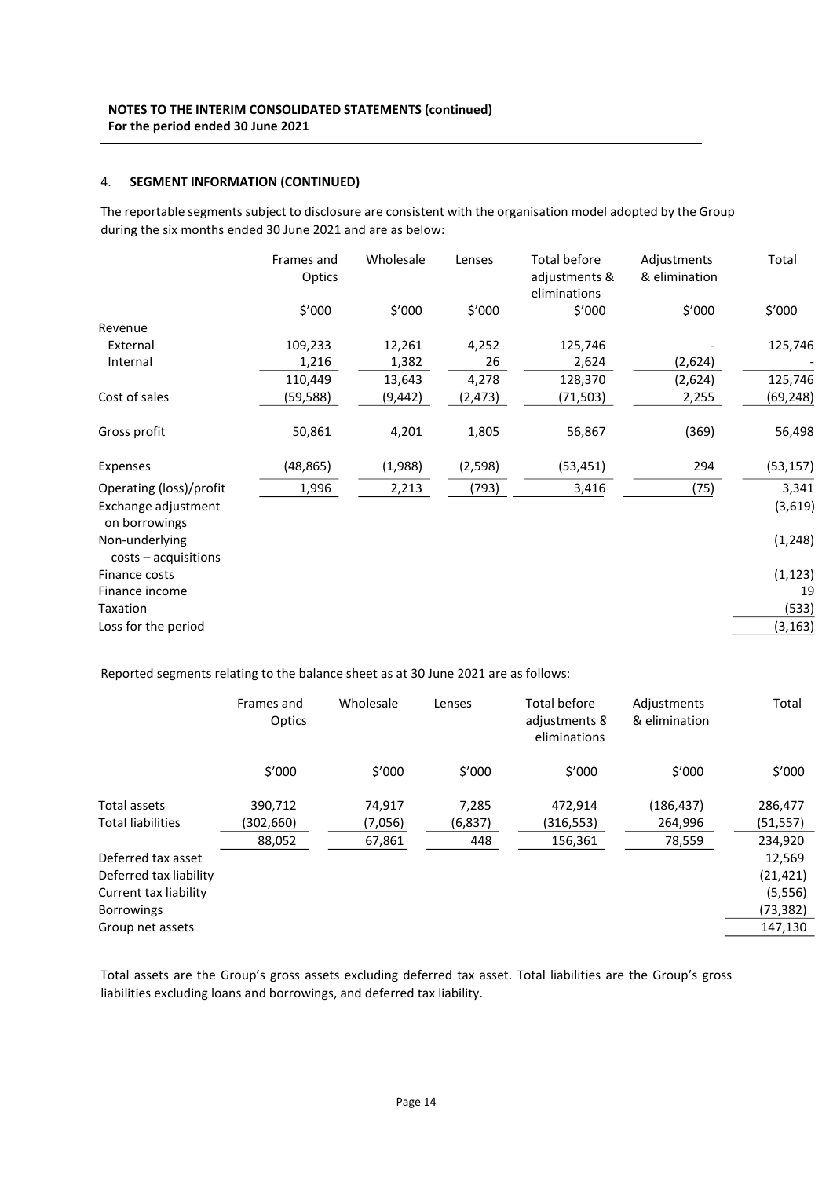**NOTES TO THE INTERIM CONSOLIDATED STATEMENTS (continued)**
**For the period ended 30 June 2021**

4. **SEGMENT INFORMATION (CONTINUED)**

The reportable segments subject to disclosure are consistent with the organisation model adopted by the Group during the six months ended 30 June 2021 and are as below:

| | Frames and Optics | Wholesale | Lenses | Total before adjustments & eliminations | Adjustments & elimination | Total |
|---|---|---|---|---|---|---|
| | $'000 | $'000 | $'000 | $'000 | $'000 | $'000 |
| Revenue | | | | | | |
| External | 109,233 | 12,261 | 4,252 | 125,746 | - | 125,746 |
| Internal | 1,216 | 1,382 | 26 | 2,624 | (2,624) | - |
| | 110,449 | 13,643 | 4,278 | 128,370 | (2,624) | 125,746 |
| Cost of sales | (59,588) | (9,442) | (2,473) | (71,503) | 2,255 | (69,248) |
| Gross profit | 50,861 | 4,201 | 1,805 | 56,867 | (369) | 56,498 |
| Expenses | (48,865) | (1,988) | (2,598) | (53,451) | 294 | (53,157) |
| Operating (loss)/profit | 1,996 | 2,213 | (793) | 3,416 | (75) | 3,341 |
| Exchange adjustment on borrowings | | | | | | (3,619) |
| Non-underlying costs – acquisitions | | | | | | (1,248) |
| Finance costs | | | | | | (1,123) |
| Finance income | | | | | | 19 |
| Taxation | | | | | | (533) |
| Loss for the period | | | | | | (3,163) |

Reported segments relating to the balance sheet as at 30 June 2021 are as follows:

| | Frames and Optics | Wholesale | Lenses | Total before adjustments & eliminations | Adjustments & elimination | Total |
|---|---|---|---|---|---|---|
| | $'000 | $'000 | $'000 | $'000 | $'000 | $'000 |
| Total assets | 390,712 | 74,917 | 7,285 | 472,914 | (186,437) | 286,477 |
| Total liabilities | (302,660) | (7,056) | (6,837) | (316,553) | 264,996 | (51,557) |
| | 88,052 | 67,861 | 448 | 156,361 | 78,559 | 234,920 |
| Deferred tax asset | | | | | | 12,569 |
| Deferred tax liability | | | | | | (21,421) |
| Current tax liability | | | | | | (5,556) |
| Borrowings | | | | | | (73,382) |
| Group net assets | | | | | | 147,130 |

Total assets are the Group's gross assets excluding deferred tax asset. Total liabilities are the Group's gross liabilities excluding loans and borrowings, and deferred tax liability.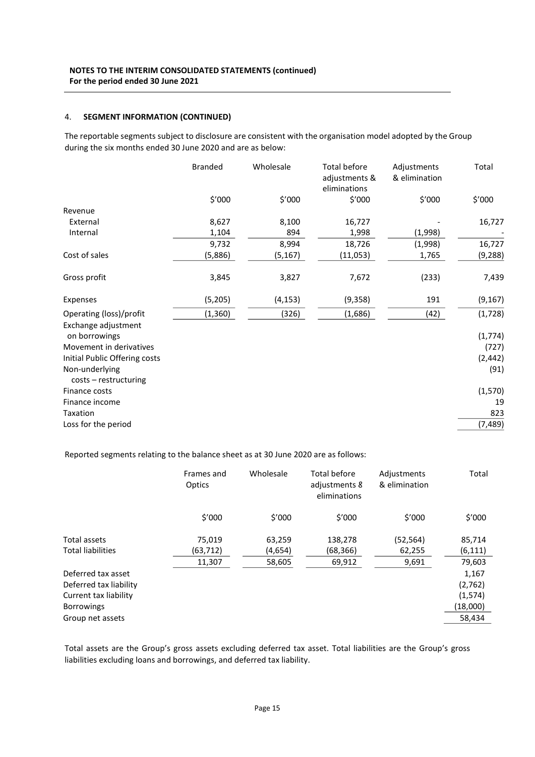**NOTES TO THE INTERIM CONSOLIDATED STATEMENTS (continued)**
**For the period ended 30 June 2021**

## 4. SEGMENT INFORMATION (CONTINUED)

The reportable segments subject to disclosure are consistent with the organisation model adopted by the Group during the six months ended 30 June 2020 and are as below:

| | Branded | Wholesale | Total before adjustments & eliminations | Adjustments & elimination | Total |
|---|---|---|---|---|---|
| | $'000 | $'000 | $'000 | $'000 | $'000 |
| Revenue | | | | | |
| External | 8,627 | 8,100 | 16,727 | - | 16,727 |
| Internal | 1,104 | 894 | 1,998 | (1,998) | - |
| | 9,732 | 8,994 | 18,726 | (1,998) | 16,727 |
| Cost of sales | (5,886) | (5,167) | (11,053) | 1,765 | (9,288) |
| Gross profit | 3,845 | 3,827 | 7,672 | (233) | 7,439 |
| Expenses | (5,205) | (4,153) | (9,358) | 191 | (9,167) |
| Operating (loss)/profit | (1,360) | (326) | (1,686) | (42) | (1,728) |
| Exchange adjustment on borrowings | | | | | (1,774) |
| Movement in derivatives | | | | | (727) |
| Initial Public Offering costs | | | | | (2,442) |
| Non-underlying costs – restructuring | | | | | (91) |
| Finance costs | | | | | (1,570) |
| Finance income | | | | | 19 |
| Taxation | | | | | 823 |
| Loss for the period | | | | | (7,489) |

Reported segments relating to the balance sheet as at 30 June 2020 are as follows:

| | Frames and Optics | Wholesale | Total before adjustments & eliminations | Adjustments & elimination | Total |
|---|---|---|---|---|---|
| | $'000 | $'000 | $'000 | $'000 | $'000 |
| Total assets | 75,019 | 63,259 | 138,278 | (52,564) | 85,714 |
| Total liabilities | (63,712) | (4,654) | (68,366) | 62,255 | (6,111) |
| | 11,307 | 58,605 | 69,912 | 9,691 | 79,603 |
| Deferred tax asset | | | | | 1,167 |
| Deferred tax liability | | | | | (2,762) |
| Current tax liability | | | | | (1,574) |
| Borrowings | | | | | (18,000) |
| Group net assets | | | | | 58,434 |

Total assets are the Group's gross assets excluding deferred tax asset. Total liabilities are the Group's gross liabilities excluding loans and borrowings, and deferred tax liability.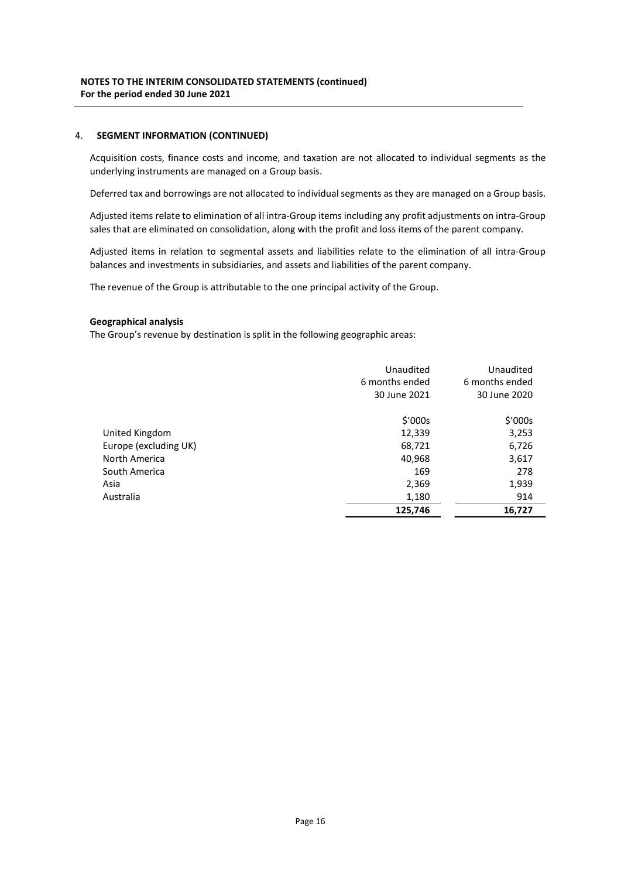**NOTES TO THE INTERIM CONSOLIDATED STATEMENTS (continued)**
**For the period ended 30 June 2021**

## 4. SEGMENT INFORMATION (CONTINUED)

Acquisition costs, finance costs and income, and taxation are not allocated to individual segments as the underlying instruments are managed on a Group basis.

Deferred tax and borrowings are not allocated to individual segments as they are managed on a Group basis.

Adjusted items relate to elimination of all intra-Group items including any profit adjustments on intra-Group sales that are eliminated on consolidation, along with the profit and loss items of the parent company.

Adjusted items in relation to segmental assets and liabilities relate to the elimination of all intra-Group balances and investments in subsidiaries, and assets and liabilities of the parent company.

The revenue of the Group is attributable to the one principal activity of the Group.

**Geographical analysis**

The Group's revenue by destination is split in the following geographic areas:

| | Unaudited 6 months ended 30 June 2021 | Unaudited 6 months ended 30 June 2020 |
|---|---|---|
| | $'000s | $'000s |
| United Kingdom | 12,339 | 3,253 |
| Europe (excluding UK) | 68,721 | 6,726 |
| North America | 40,968 | 3,617 |
| South America | 169 | 278 |
| Asia | 2,369 | 1,939 |
| Australia | 1,180 | 914 |
| | **125,746** | **16,727** |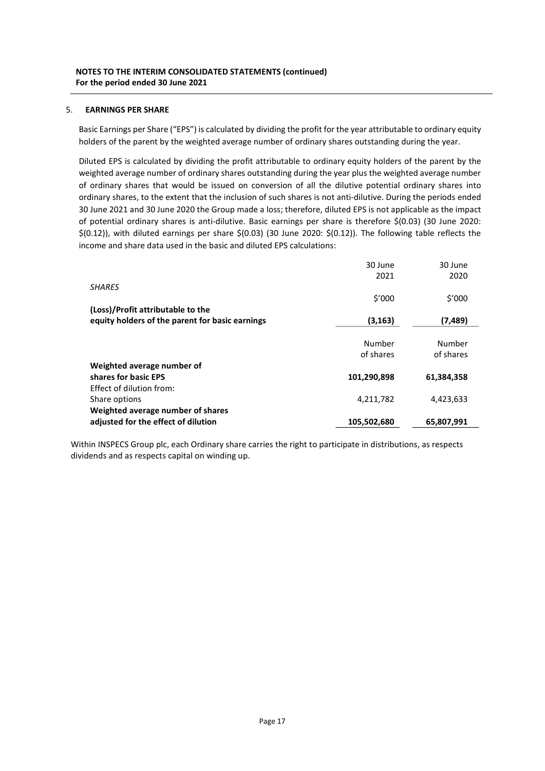**NOTES TO THE INTERIM CONSOLIDATED STATEMENTS (continued)**
**For the period ended 30 June 2021**

## 5. EARNINGS PER SHARE

Basic Earnings per Share ("EPS") is calculated by dividing the profit for the year attributable to ordinary equity holders of the parent by the weighted average number of ordinary shares outstanding during the year.

Diluted EPS is calculated by dividing the profit attributable to ordinary equity holders of the parent by the weighted average number of ordinary shares outstanding during the year plus the weighted average number of ordinary shares that would be issued on conversion of all the dilutive potential ordinary shares into ordinary shares, to the extent that the inclusion of such shares is not anti-dilutive. During the periods ended 30 June 2021 and 30 June 2020 the Group made a loss; therefore, diluted EPS is not applicable as the impact of potential ordinary shares is anti-dilutive. Basic earnings per share is therefore \$(0.03) (30 June 2020: \$(0.12)), with diluted earnings per share \$(0.03) (30 June 2020: \$(0.12)). The following table reflects the income and share data used in the basic and diluted EPS calculations:

| | 30 June 2021 | 30 June 2020 |
|---|---|---|
| *SHARES* | | |
| | \$'000 | \$'000 |
| **(Loss)/Profit attributable to the equity holders of the parent for basic earnings** | **(3,163)** | **(7,489)** |
| | Number of shares | Number of shares |
| **Weighted average number of shares for basic EPS** | **101,290,898** | **61,384,358** |
| Effect of dilution from: | | |
| Share options | 4,211,782 | 4,423,633 |
| **Weighted average number of shares adjusted for the effect of dilution** | **105,502,680** | **65,807,991** |

Within INSPECS Group plc, each Ordinary share carries the right to participate in distributions, as respects dividends and as respects capital on winding up.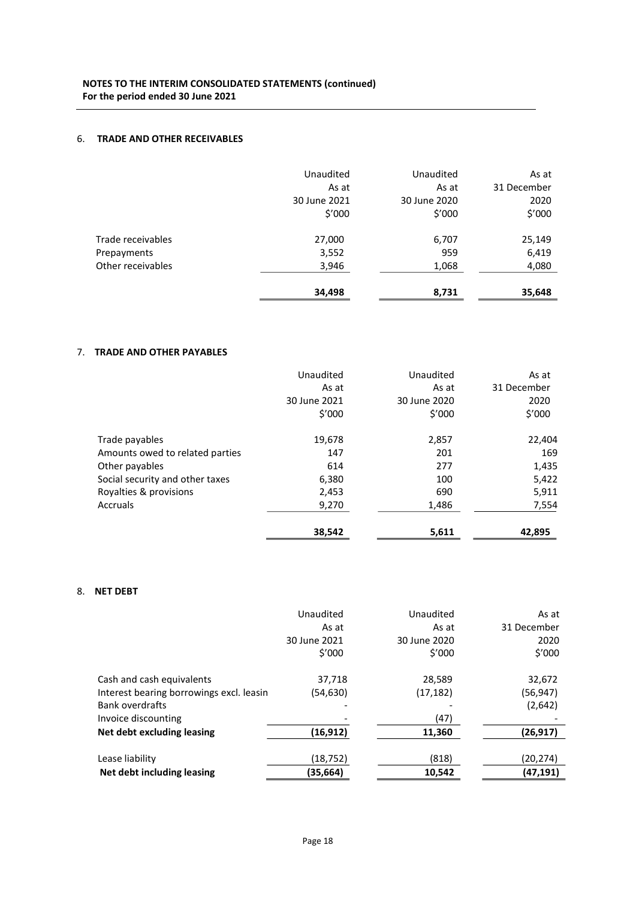**NOTES TO THE INTERIM CONSOLIDATED STATEMENTS (continued)**
**For the period ended 30 June 2021**

## 6. TRADE AND OTHER RECEIVABLES

| | Unaudited As at 30 June 2021 $'000 | Unaudited As at 30 June 2020 $'000 | As at 31 December 2020 $'000 |
|---|---|---|---|
| Trade receivables | 27,000 | 6,707 | 25,149 |
| Prepayments | 3,552 | 959 | 6,419 |
| Other receivables | 3,946 | 1,068 | 4,080 |
| | **34,498** | **8,731** | **35,648** |

## 7. TRADE AND OTHER PAYABLES

| | Unaudited As at 30 June 2021 $'000 | Unaudited As at 30 June 2020 $'000 | As at 31 December 2020 $'000 |
|---|---|---|---|
| Trade payables | 19,678 | 2,857 | 22,404 |
| Amounts owed to related parties | 147 | 201 | 169 |
| Other payables | 614 | 277 | 1,435 |
| Social security and other taxes | 6,380 | 100 | 5,422 |
| Royalties & provisions | 2,453 | 690 | 5,911 |
| Accruals | 9,270 | 1,486 | 7,554 |
| | **38,542** | **5,611** | **42,895** |

## 8. NET DEBT

| | Unaudited As at 30 June 2021 $'000 | Unaudited As at 30 June 2020 $'000 | As at 31 December 2020 $'000 |
|---|---|---|---|
| Cash and cash equivalents | 37,718 | 28,589 | 32,672 |
| Interest bearing borrowings excl. leasin | (54,630) | (17,182) | (56,947) |
| Bank overdrafts | - | - | (2,642) |
| Invoice discounting | - | (47) | - |
| **Net debt excluding leasing** | **(16,912)** | **11,360** | **(26,917)** |
| Lease liability | (18,752) | (818) | (20,274) |
| **Net debt including leasing** | **(35,664)** | **10,542** | **(47,191)** |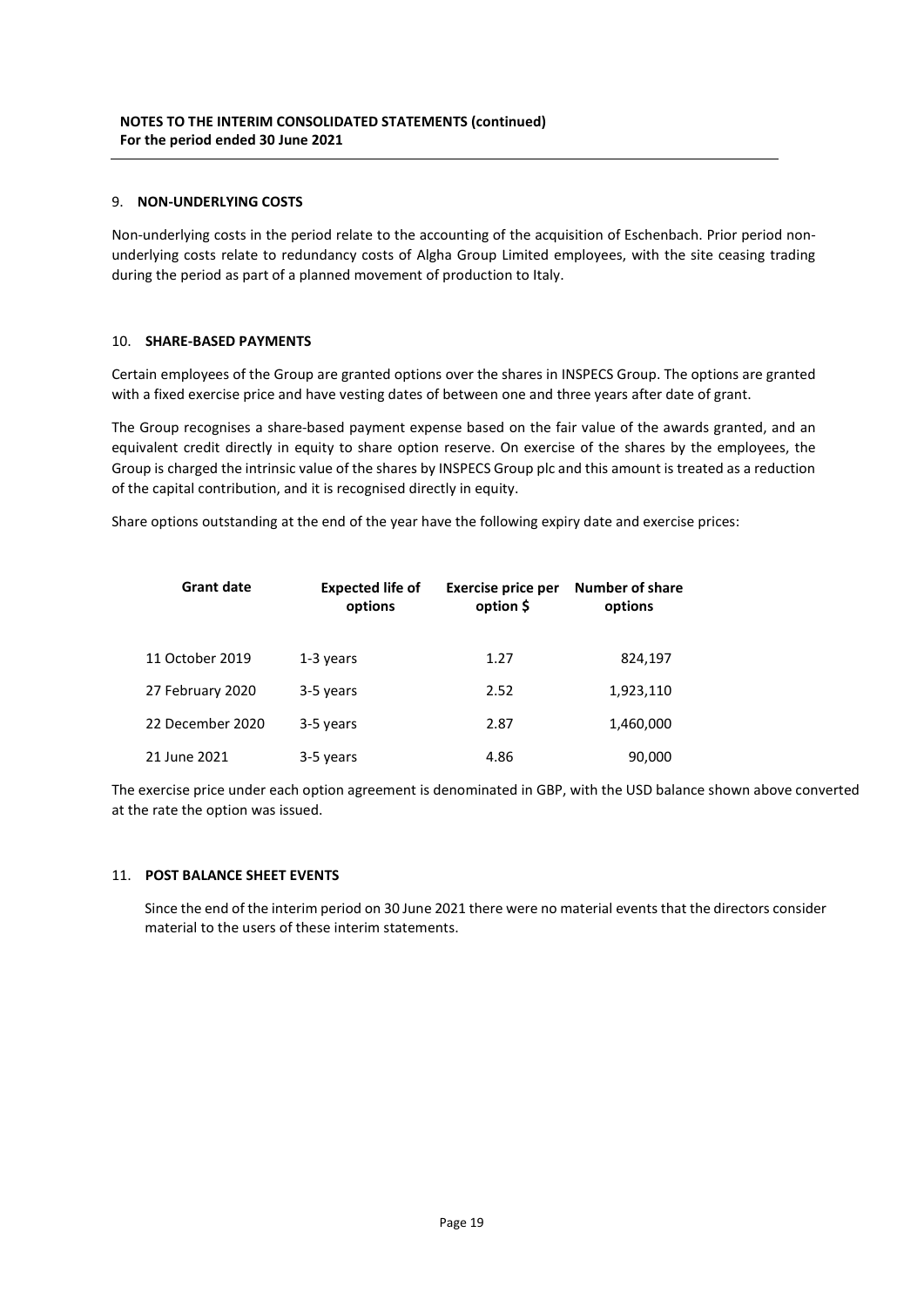**NOTES TO THE INTERIM CONSOLIDATED STATEMENTS (continued)**
**For the period ended 30 June 2021**

## 9. NON-UNDERLYING COSTS

Non-underlying costs in the period relate to the accounting of the acquisition of Eschenbach. Prior period non-underlying costs relate to redundancy costs of Algha Group Limited employees, with the site ceasing trading during the period as part of a planned movement of production to Italy.

## 10. SHARE-BASED PAYMENTS

Certain employees of the Group are granted options over the shares in INSPECS Group. The options are granted with a fixed exercise price and have vesting dates of between one and three years after date of grant.

The Group recognises a share-based payment expense based on the fair value of the awards granted, and an equivalent credit directly in equity to share option reserve. On exercise of the shares by the employees, the Group is charged the intrinsic value of the shares by INSPECS Group plc and this amount is treated as a reduction of the capital contribution, and it is recognised directly in equity.

Share options outstanding at the end of the year have the following expiry date and exercise prices:

| Grant date | Expected life of options | Exercise price per option $ | Number of share options |
|---|---|---|---|
| 11 October 2019 | 1-3 years | 1.27 | 824,197 |
| 27 February 2020 | 3-5 years | 2.52 | 1,923,110 |
| 22 December 2020 | 3-5 years | 2.87 | 1,460,000 |
| 21 June 2021 | 3-5 years | 4.86 | 90,000 |

The exercise price under each option agreement is denominated in GBP, with the USD balance shown above converted at the rate the option was issued.

## 11. POST BALANCE SHEET EVENTS

Since the end of the interim period on 30 June 2021 there were no material events that the directors consider material to the users of these interim statements.